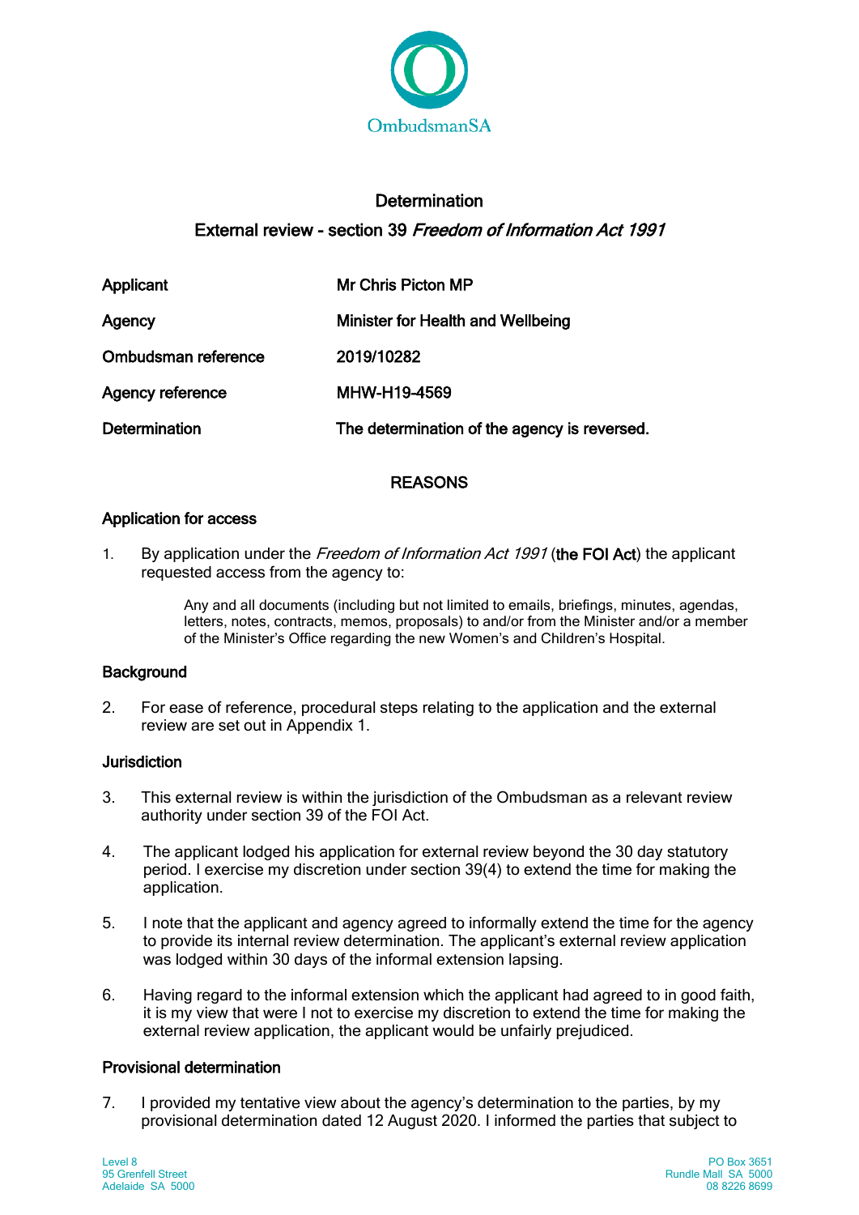OmbudsmanSA

# Determination

## External review - section 39 *Freedom of Information Act 1991*

| | |
|---|---|
| **Applicant** | **Mr Chris Picton MP** |
| **Agency** | **Minister for Health and Wellbeing** |
| **Ombudsman reference** | **2019/10282** |
| **Agency reference** | **MHW-H19-4569** |
| **Determination** | **The determination of the agency is reversed.** |

### REASONS

### Application for access

1. By application under the *Freedom of Information Act 1991* (**the FOI Act**) the applicant requested access from the agency to:

   > Any and all documents (including but not limited to emails, briefings, minutes, agendas, letters, notes, contracts, memos, proposals) to and/or from the Minister and/or a member of the Minister's Office regarding the new Women's and Children's Hospital.

### Background

2. For ease of reference, procedural steps relating to the application and the external review are set out in Appendix 1.

### Jurisdiction

3. This external review is within the jurisdiction of the Ombudsman as a relevant review authority under section 39 of the FOI Act.

4. The applicant lodged his application for external review beyond the 30 day statutory period. I exercise my discretion under section 39(4) to extend the time for making the application.

5. I note that the applicant and agency agreed to informally extend the time for the agency to provide its internal review determination. The applicant's external review application was lodged within 30 days of the informal extension lapsing.

6. Having regard to the informal extension which the applicant had agreed to in good faith, it is my view that were I not to exercise my discretion to extend the time for making the external review application, the applicant would be unfairly prejudiced.

### Provisional determination

7. I provided my tentative view about the agency's determination to the parties, by my provisional determination dated 12 August 2020. I informed the parties that subject to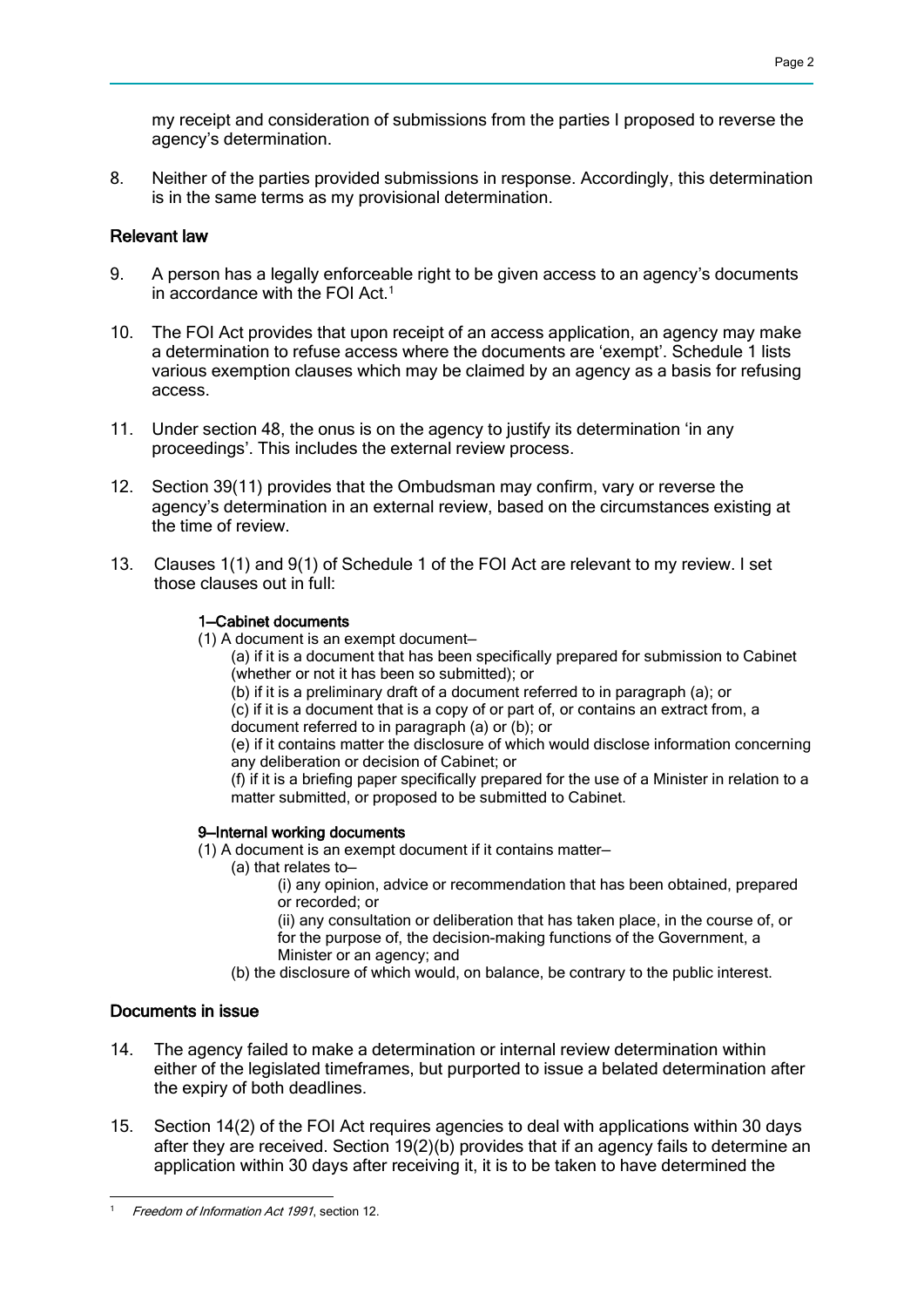my receipt and consideration of submissions from the parties I proposed to reverse the agency's determination.

8. Neither of the parties provided submissions in response. Accordingly, this determination is in the same terms as my provisional determination.

## Relevant law

9. A person has a legally enforceable right to be given access to an agency's documents in accordance with the FOI Act.[1]

10. The FOI Act provides that upon receipt of an access application, an agency may make a determination to refuse access where the documents are 'exempt'. Schedule 1 lists various exemption clauses which may be claimed by an agency as a basis for refusing access.

11. Under section 48, the onus is on the agency to justify its determination 'in any proceedings'. This includes the external review process.

12. Section 39(11) provides that the Ombudsman may confirm, vary or reverse the agency's determination in an external review, based on the circumstances existing at the time of review.

13. Clauses 1(1) and 9(1) of Schedule 1 of the FOI Act are relevant to my review. I set those clauses out in full:

> **1—Cabinet documents**
>
> (1) A document is an exempt document—
>
> (a) if it is a document that has been specifically prepared for submission to Cabinet (whether or not it has been so submitted); or
>
> (b) if it is a preliminary draft of a document referred to in paragraph (a); or
>
> (c) if it is a document that is a copy of or part of, or contains an extract from, a document referred to in paragraph (a) or (b); or
>
> (e) if it contains matter the disclosure of which would disclose information concerning any deliberation or decision of Cabinet; or
>
> (f) if it is a briefing paper specifically prepared for the use of a Minister in relation to a matter submitted, or proposed to be submitted to Cabinet.
>
> **9—Internal working documents**
>
> (1) A document is an exempt document if it contains matter—
>
> (a) that relates to—
>
> (i) any opinion, advice or recommendation that has been obtained, prepared or recorded; or
>
> (ii) any consultation or deliberation that has taken place, in the course of, or for the purpose of, the decision-making functions of the Government, a Minister or an agency; and
>
> (b) the disclosure of which would, on balance, be contrary to the public interest.

## Documents in issue

14. The agency failed to make a determination or internal review determination within either of the legislated timeframes, but purported to issue a belated determination after the expiry of both deadlines.

15. Section 14(2) of the FOI Act requires agencies to deal with applications within 30 days after they are received. Section 19(2)(b) provides that if an agency fails to determine an application within 30 days after receiving it, it is to be taken to have determined the

[1] *Freedom of Information Act 1991*, section 12.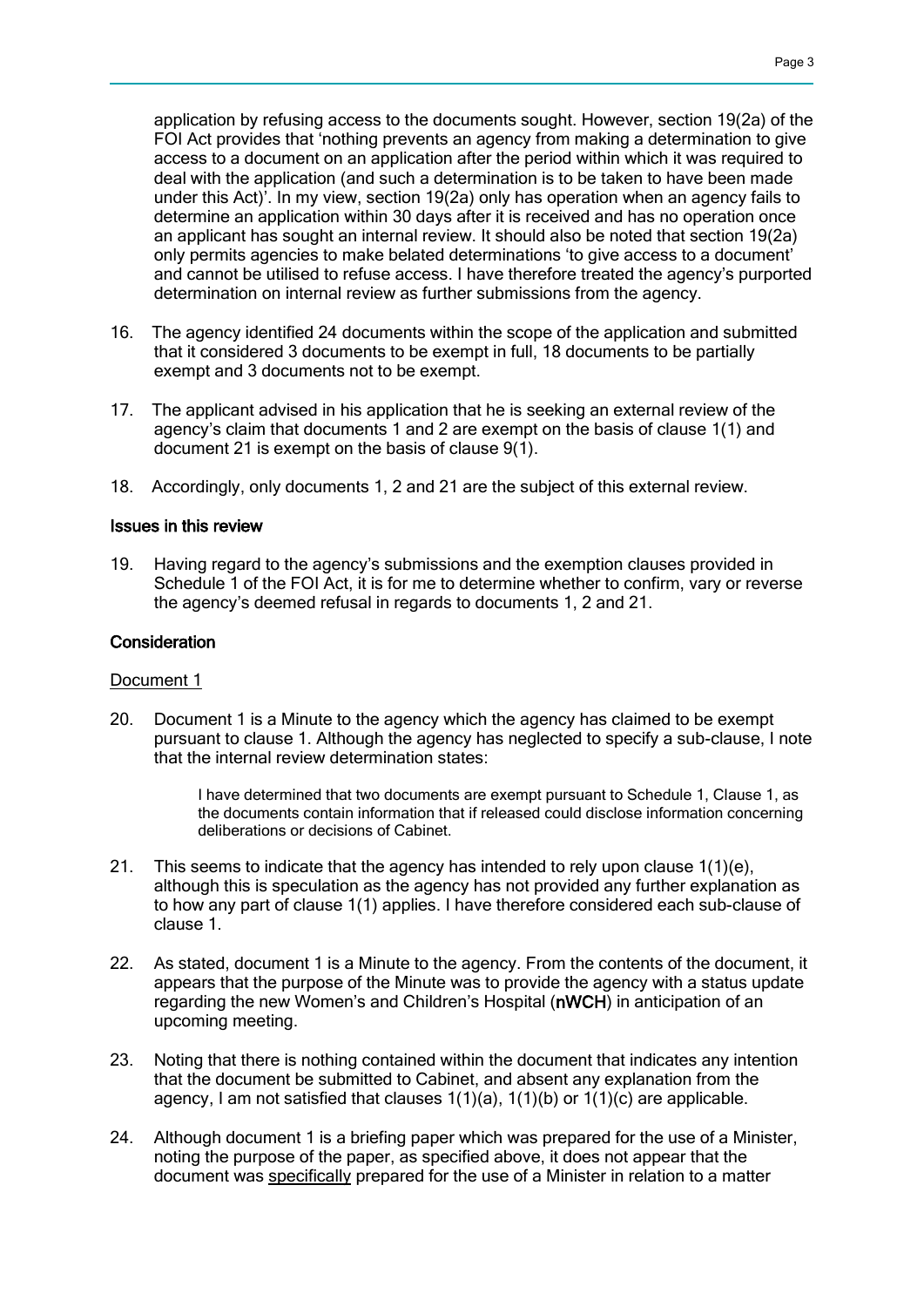application by refusing access to the documents sought. However, section 19(2a) of the FOI Act provides that 'nothing prevents an agency from making a determination to give access to a document on an application after the period within which it was required to deal with the application (and such a determination is to be taken to have been made under this Act)'. In my view, section 19(2a) only has operation when an agency fails to determine an application within 30 days after it is received and has no operation once an applicant has sought an internal review. It should also be noted that section 19(2a) only permits agencies to make belated determinations 'to give access to a document' and cannot be utilised to refuse access. I have therefore treated the agency's purported determination on internal review as further submissions from the agency.

16. The agency identified 24 documents within the scope of the application and submitted that it considered 3 documents to be exempt in full, 18 documents to be partially exempt and 3 documents not to be exempt.

17. The applicant advised in his application that he is seeking an external review of the agency's claim that documents 1 and 2 are exempt on the basis of clause 1(1) and document 21 is exempt on the basis of clause 9(1).

18. Accordingly, only documents 1, 2 and 21 are the subject of this external review.

## Issues in this review

19. Having regard to the agency's submissions and the exemption clauses provided in Schedule 1 of the FOI Act, it is for me to determine whether to confirm, vary or reverse the agency's deemed refusal in regards to documents 1, 2 and 21.

## Consideration

### Document 1

20. Document 1 is a Minute to the agency which the agency has claimed to be exempt pursuant to clause 1. Although the agency has neglected to specify a sub-clause, I note that the internal review determination states:

> I have determined that two documents are exempt pursuant to Schedule 1, Clause 1, as the documents contain information that if released could disclose information concerning deliberations or decisions of Cabinet.

21. This seems to indicate that the agency has intended to rely upon clause 1(1)(e), although this is speculation as the agency has not provided any further explanation as to how any part of clause 1(1) applies. I have therefore considered each sub-clause of clause 1.

22. As stated, document 1 is a Minute to the agency. From the contents of the document, it appears that the purpose of the Minute was to provide the agency with a status update regarding the new Women's and Children's Hospital (**nWCH**) in anticipation of an upcoming meeting.

23. Noting that there is nothing contained within the document that indicates any intention that the document be submitted to Cabinet, and absent any explanation from the agency, I am not satisfied that clauses 1(1)(a), 1(1)(b) or 1(1)(c) are applicable.

24. Although document 1 is a briefing paper which was prepared for the use of a Minister, noting the purpose of the paper, as specified above, it does not appear that the document was <u>specifically</u> prepared for the use of a Minister in relation to a matter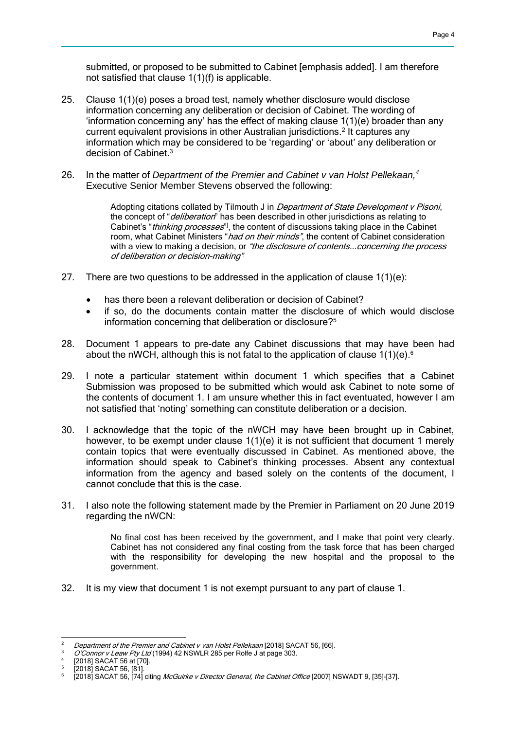submitted, or proposed to be submitted to Cabinet [emphasis added]. I am therefore not satisfied that clause 1(1)(f) is applicable.

25. Clause 1(1)(e) poses a broad test, namely whether disclosure would disclose information concerning any deliberation or decision of Cabinet. The wording of 'information concerning any' has the effect of making clause 1(1)(e) broader than any current equivalent provisions in other Australian jurisdictions.[2] It captures any information which may be considered to be 'regarding' or 'about' any deliberation or decision of Cabinet.[3]

26. In the matter of *Department of the Premier and Cabinet v van Holst Pellekaan,*[4] Executive Senior Member Stevens observed the following:

> Adopting citations collated by Tilmouth J in *Department of State Development v Pisoni*, the concept of "*deliberation*" has been described in other jurisdictions as relating to Cabinet's "*thinking processes*"[1], the content of discussions taking place in the Cabinet room, what Cabinet Ministers "*had on their minds*", the content of Cabinet consideration with a view to making a decision, or *"the disclosure of contents…concerning the process of deliberation or decision-making".*

27. There are two questions to be addressed in the application of clause 1(1)(e):

    - has there been a relevant deliberation or decision of Cabinet?
    - if so, do the documents contain matter the disclosure of which would disclose information concerning that deliberation or disclosure?[5]

28. Document 1 appears to pre-date any Cabinet discussions that may have been had about the nWCH, although this is not fatal to the application of clause 1(1)(e).[6]

29. I note a particular statement within document 1 which specifies that a Cabinet Submission was proposed to be submitted which would ask Cabinet to note some of the contents of document 1. I am unsure whether this in fact eventuated, however I am not satisfied that 'noting' something can constitute deliberation or a decision.

30. I acknowledge that the topic of the nWCH may have been brought up in Cabinet, however, to be exempt under clause 1(1)(e) it is not sufficient that document 1 merely contain topics that were eventually discussed in Cabinet. As mentioned above, the information should speak to Cabinet's thinking processes. Absent any contextual information from the agency and based solely on the contents of the document, I cannot conclude that this is the case.

31. I also note the following statement made by the Premier in Parliament on 20 June 2019 regarding the nWCN:

> No final cost has been received by the government, and I make that point very clearly. Cabinet has not considered any final costing from the task force that has been charged with the responsibility for developing the new hospital and the proposal to the government.

32. It is my view that document 1 is not exempt pursuant to any part of clause 1.

---

[2] *Department of the Premier and Cabinet v van Holst Pellekaan* [2018] SACAT 56, [66].
[3] *O'Connor v Leaw Pty Ltd* (1994) 42 NSWLR 285 per Rolfe J at page 303.
[4] [2018] SACAT 56 at [70].
[5] [2018] SACAT 56, [81].
[6] [2018] SACAT 56, [74] citing *McGuirke v Director General, the Cabinet Office* [2007] NSWADT 9, [35]-[37].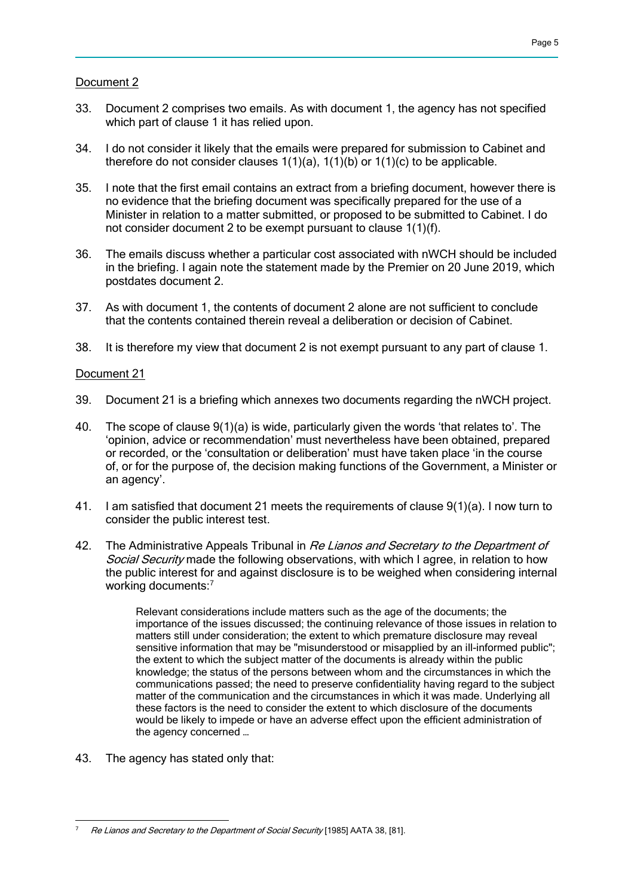Document 2

33. Document 2 comprises two emails. As with document 1, the agency has not specified which part of clause 1 it has relied upon.

34. I do not consider it likely that the emails were prepared for submission to Cabinet and therefore do not consider clauses 1(1)(a), 1(1)(b) or 1(1)(c) to be applicable.

35. I note that the first email contains an extract from a briefing document, however there is no evidence that the briefing document was specifically prepared for the use of a Minister in relation to a matter submitted, or proposed to be submitted to Cabinet. I do not consider document 2 to be exempt pursuant to clause 1(1)(f).

36. The emails discuss whether a particular cost associated with nWCH should be included in the briefing. I again note the statement made by the Premier on 20 June 2019, which postdates document 2.

37. As with document 1, the contents of document 2 alone are not sufficient to conclude that the contents contained therein reveal a deliberation or decision of Cabinet.

38. It is therefore my view that document 2 is not exempt pursuant to any part of clause 1.

Document 21

39. Document 21 is a briefing which annexes two documents regarding the nWCH project.

40. The scope of clause 9(1)(a) is wide, particularly given the words 'that relates to'. The 'opinion, advice or recommendation' must nevertheless have been obtained, prepared or recorded, or the 'consultation or deliberation' must have taken place 'in the course of, or for the purpose of, the decision making functions of the Government, a Minister or an agency'.

41. I am satisfied that document 21 meets the requirements of clause 9(1)(a). I now turn to consider the public interest test.

42. The Administrative Appeals Tribunal in *Re Lianos and Secretary to the Department of Social Security* made the following observations, with which I agree, in relation to how the public interest for and against disclosure is to be weighed when considering internal working documents:[7]

> Relevant considerations include matters such as the age of the documents; the importance of the issues discussed; the continuing relevance of those issues in relation to matters still under consideration; the extent to which premature disclosure may reveal sensitive information that may be "misunderstood or misapplied by an ill-informed public"; the extent to which the subject matter of the documents is already within the public knowledge; the status of the persons between whom and the circumstances in which the communications passed; the need to preserve confidentiality having regard to the subject matter of the communication and the circumstances in which it was made. Underlying all these factors is the need to consider the extent to which disclosure of the documents would be likely to impede or have an adverse effect upon the efficient administration of the agency concerned …

43. The agency has stated only that:

---

[7] *Re Lianos and Secretary to the Department of Social Security* [1985] AATA 38, [81].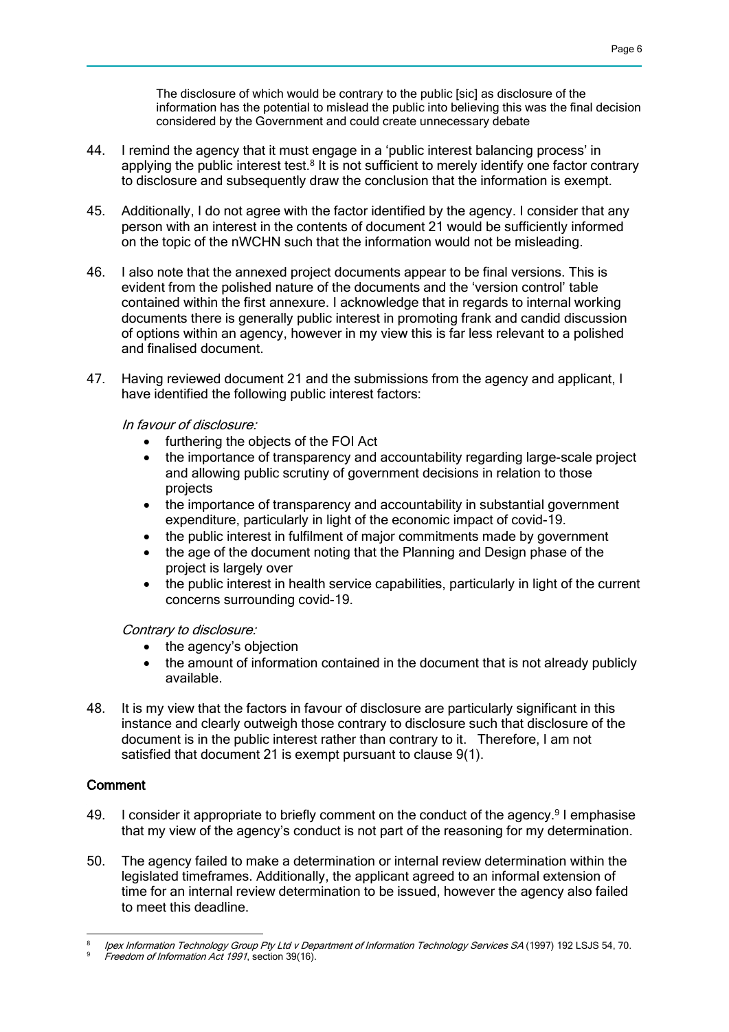> The disclosure of which would be contrary to the public [sic] as disclosure of the information has the potential to mislead the public into believing this was the final decision considered by the Government and could create unnecessary debate

44. I remind the agency that it must engage in a 'public interest balancing process' in applying the public interest test.[8] It is not sufficient to merely identify one factor contrary to disclosure and subsequently draw the conclusion that the information is exempt.

45. Additionally, I do not agree with the factor identified by the agency. I consider that any person with an interest in the contents of document 21 would be sufficiently informed on the topic of the nWCHN such that the information would not be misleading.

46. I also note that the annexed project documents appear to be final versions. This is evident from the polished nature of the documents and the 'version control' table contained within the first annexure. I acknowledge that in regards to internal working documents there is generally public interest in promoting frank and candid discussion of options within an agency, however in my view this is far less relevant to a polished and finalised document.

47. Having reviewed document 21 and the submissions from the agency and applicant, I have identified the following public interest factors:

*In favour of disclosure:*

- furthering the objects of the FOI Act
- the importance of transparency and accountability regarding large-scale project and allowing public scrutiny of government decisions in relation to those projects
- the importance of transparency and accountability in substantial government expenditure, particularly in light of the economic impact of covid-19.
- the public interest in fulfilment of major commitments made by government
- the age of the document noting that the Planning and Design phase of the project is largely over
- the public interest in health service capabilities, particularly in light of the current concerns surrounding covid-19.

*Contrary to disclosure:*

- the agency's objection
- the amount of information contained in the document that is not already publicly available.

48. It is my view that the factors in favour of disclosure are particularly significant in this instance and clearly outweigh those contrary to disclosure such that disclosure of the document is in the public interest rather than contrary to it. Therefore, I am not satisfied that document 21 is exempt pursuant to clause 9(1).

## Comment

49. I consider it appropriate to briefly comment on the conduct of the agency.[9] I emphasise that my view of the agency's conduct is not part of the reasoning for my determination.

50. The agency failed to make a determination or internal review determination within the legislated timeframes. Additionally, the applicant agreed to an informal extension of time for an internal review determination to be issued, however the agency also failed to meet this deadline.

---

[8] *Ipex Information Technology Group Pty Ltd v Department of Information Technology Services SA* (1997) 192 LSJS 54, 70.

[9] *Freedom of Information Act 1991*, section 39(16).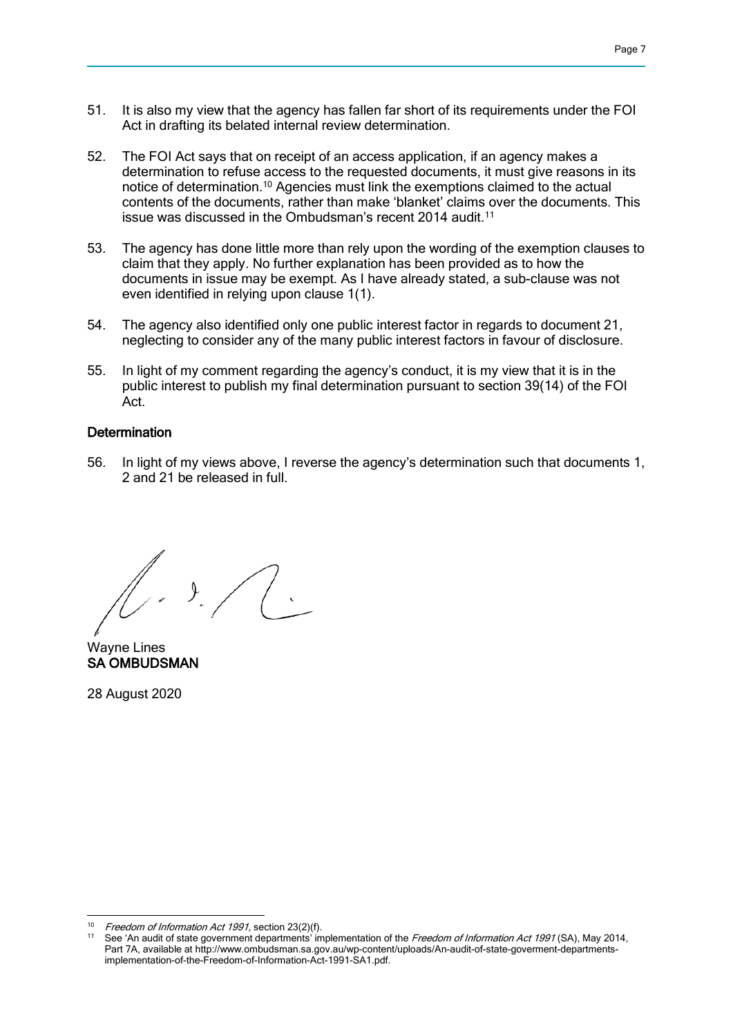51. It is also my view that the agency has fallen far short of its requirements under the FOI Act in drafting its belated internal review determination.

52. The FOI Act says that on receipt of an access application, if an agency makes a determination to refuse access to the requested documents, it must give reasons in its notice of determination.[10] Agencies must link the exemptions claimed to the actual contents of the documents, rather than make 'blanket' claims over the documents. This issue was discussed in the Ombudsman's recent 2014 audit.[11]

53. The agency has done little more than rely upon the wording of the exemption clauses to claim that they apply. No further explanation has been provided as to how the documents in issue may be exempt. As I have already stated, a sub-clause was not even identified in relying upon clause 1(1).

54. The agency also identified only one public interest factor in regards to document 21, neglecting to consider any of the many public interest factors in favour of disclosure.

55. In light of my comment regarding the agency's conduct, it is my view that it is in the public interest to publish my final determination pursuant to section 39(14) of the FOI Act.

### Determination

56. In light of my views above, I reverse the agency's determination such that documents 1, 2 and 21 be released in full.

Wayne Lines
**SA OMBUDSMAN**

28 August 2020

---

[10] *Freedom of Information Act 1991*, section 23(2)(f).

[11] See 'An audit of state government departments' implementation of the *Freedom of Information Act 1991* (SA), May 2014, Part 7A, available at http://www.ombudsman.sa.gov.au/wp-content/uploads/An-audit-of-state-goverment-departments-implementation-of-the-Freedom-of-Information-Act-1991-SA1.pdf.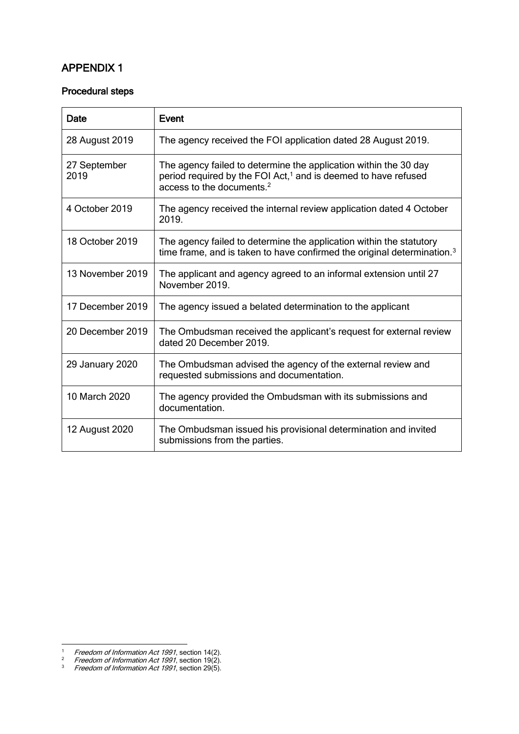# APPENDIX 1

## Procedural steps

| Date | Event |
| --- | --- |
| 28 August 2019 | The agency received the FOI application dated 28 August 2019. |
| 27 September 2019 | The agency failed to determine the application within the 30 day period required by the FOI Act,[1] and is deemed to have refused access to the documents.[2] |
| 4 October 2019 | The agency received the internal review application dated 4 October 2019. |
| 18 October 2019 | The agency failed to determine the application within the statutory time frame, and is taken to have confirmed the original determination.[3] |
| 13 November 2019 | The applicant and agency agreed to an informal extension until 27 November 2019. |
| 17 December 2019 | The agency issued a belated determination to the applicant |
| 20 December 2019 | The Ombudsman received the applicant's request for external review dated 20 December 2019. |
| 29 January 2020 | The Ombudsman advised the agency of the external review and requested submissions and documentation. |
| 10 March 2020 | The agency provided the Ombudsman with its submissions and documentation. |
| 12 August 2020 | The Ombudsman issued his provisional determination and invited submissions from the parties. |

[1] *Freedom of Information Act 1991*, section 14(2).
[2] *Freedom of Information Act 1991*, section 19(2).
[3] *Freedom of Information Act 1991*, section 29(5).